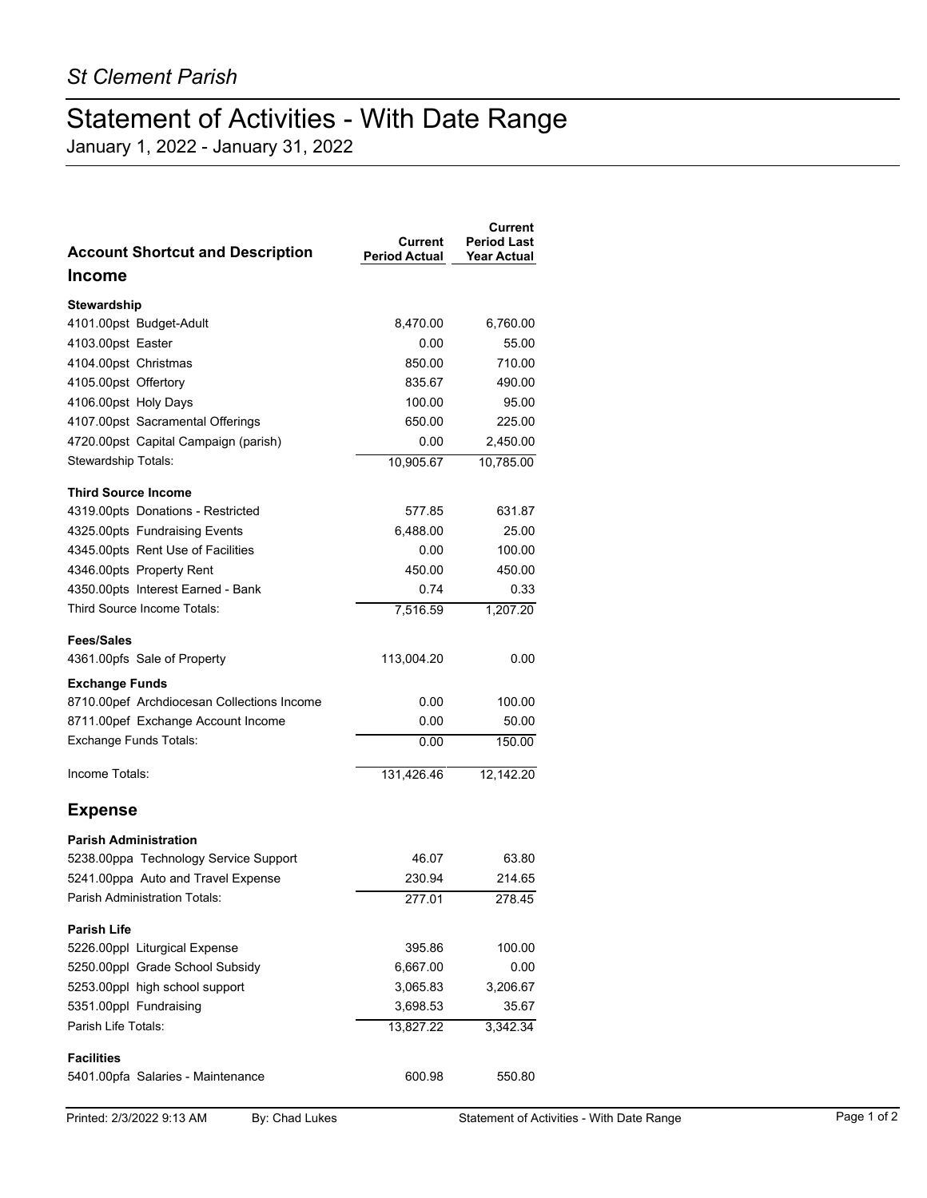*St Clement Parish*

# Statement of Activities - With Date Range

January 1, 2022 - January 31, 2022

| Account Shortcut and Description | Current Period Actual | Current Period Last Year Actual |
|---|---|---|
| **Income** | | |
| **Stewardship** | | |
| 4101.00pst Budget-Adult | 8,470.00 | 6,760.00 |
| 4103.00pst Easter | 0.00 | 55.00 |
| 4104.00pst Christmas | 850.00 | 710.00 |
| 4105.00pst Offertory | 835.67 | 490.00 |
| 4106.00pst Holy Days | 100.00 | 95.00 |
| 4107.00pst Sacramental Offerings | 650.00 | 225.00 |
| 4720.00pst Capital Campaign (parish) | 0.00 | 2,450.00 |
| Stewardship Totals: | 10,905.67 | 10,785.00 |
| **Third Source Income** | | |
| 4319.00pts Donations - Restricted | 577.85 | 631.87 |
| 4325.00pts Fundraising Events | 6,488.00 | 25.00 |
| 4345.00pts Rent Use of Facilities | 0.00 | 100.00 |
| 4346.00pts Property Rent | 450.00 | 450.00 |
| 4350.00pts Interest Earned - Bank | 0.74 | 0.33 |
| Third Source Income Totals: | 7,516.59 | 1,207.20 |
| **Fees/Sales** | | |
| 4361.00pfs Sale of Property | 113,004.20 | 0.00 |
| **Exchange Funds** | | |
| 8710.00pef Archdiocesan Collections Income | 0.00 | 100.00 |
| 8711.00pef Exchange Account Income | 0.00 | 50.00 |
| Exchange Funds Totals: | 0.00 | 150.00 |
| Income Totals: | 131,426.46 | 12,142.20 |
| **Expense** | | |
| **Parish Administration** | | |
| 5238.00ppa Technology Service Support | 46.07 | 63.80 |
| 5241.00ppa Auto and Travel Expense | 230.94 | 214.65 |
| Parish Administration Totals: | 277.01 | 278.45 |
| **Parish Life** | | |
| 5226.00ppl Liturgical Expense | 395.86 | 100.00 |
| 5250.00ppl Grade School Subsidy | 6,667.00 | 0.00 |
| 5253.00ppl high school support | 3,065.83 | 3,206.67 |
| 5351.00ppl Fundraising | 3,698.53 | 35.67 |
| Parish Life Totals: | 13,827.22 | 3,342.34 |
| **Facilities** | | |
| 5401.00pfa Salaries - Maintenance | 600.98 | 550.80 |

Printed: 2/3/2022 9:13 AM By: Chad Lukes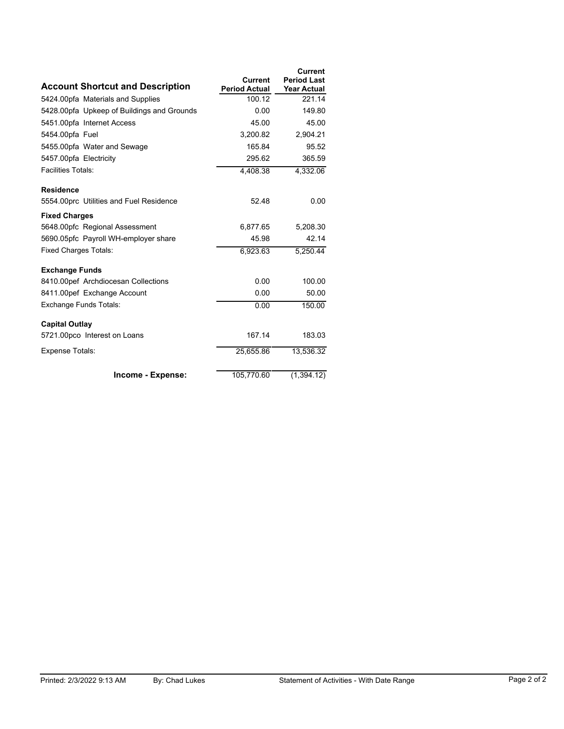| Account Shortcut and Description | Current Period Actual | Current Period Last Year Actual |
|---|---|---|
| 5424.00pfa Materials and Supplies | 100.12 | 221.14 |
| 5428.00pfa Upkeep of Buildings and Grounds | 0.00 | 149.80 |
| 5451.00pfa Internet Access | 45.00 | 45.00 |
| 5454.00pfa Fuel | 3,200.82 | 2,904.21 |
| 5455.00pfa Water and Sewage | 165.84 | 95.52 |
| 5457.00pfa Electricity | 295.62 | 365.59 |
| Facilities Totals: | 4,408.38 | 4,332.06 |
| **Residence** | | |
| 5554.00prc Utilities and Fuel Residence | 52.48 | 0.00 |
| **Fixed Charges** | | |
| 5648.00pfc Regional Assessment | 6,877.65 | 5,208.30 |
| 5690.05pfc Payroll WH-employer share | 45.98 | 42.14 |
| Fixed Charges Totals: | 6,923.63 | 5,250.44 |
| **Exchange Funds** | | |
| 8410.00pef Archdiocesan Collections | 0.00 | 100.00 |
| 8411.00pef Exchange Account | 0.00 | 50.00 |
| Exchange Funds Totals: | 0.00 | 150.00 |
| **Capital Outlay** | | |
| 5721.00pco Interest on Loans | 167.14 | 183.03 |
| Expense Totals: | 25,655.86 | 13,536.32 |
| **Income - Expense:** | 105,770.60 | (1,394.12) |

Printed: 2/3/2022 9:13 AM By: Chad Lukes Statement of Activities - With Date Range